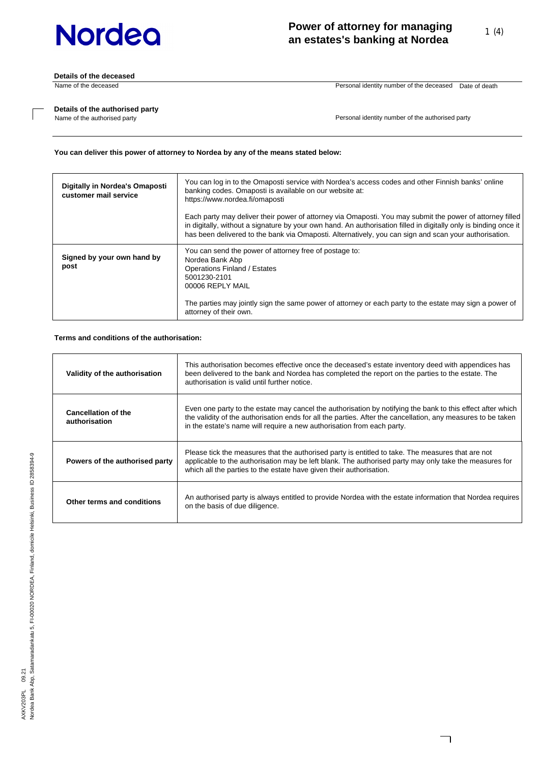Nordea

# Power of attorney for managing an estates's banking at Nordea

**Details of the deceased**

| Name of the deceased | Personal identity number of the deceased | Date of death |
|---|---|---|
| | | |

**Details of the authorised party**

| Name of the authorised party | Personal identity number of the authorised party |
|---|---|
| | |

**You can deliver this power of attorney to Nordea by any of the means stated below:**

| | |
|---|---|
| **Digitally in Nordea's Omaposti customer mail service** | You can log in to the Omaposti service with Nordea's access codes and other Finnish banks' online banking codes. Omaposti is available on our website at: https://www.nordea.fi/omaposti<br><br>Each party may deliver their power of attorney via Omaposti. You may submit the power of attorney filled in digitally, without a signature by your own hand. An authorisation filled in digitally only is binding once it has been delivered to the bank via Omaposti. Alternatively, you can sign and scan your authorisation. |
| **Signed by your own hand by post** | You can send the power of attorney free of postage to:<br>Nordea Bank Abp<br>Operations Finland / Estates<br>5001230-2101<br>00006 REPLY MAIL<br><br>The parties may jointly sign the same power of attorney or each party to the estate may sign a power of attorney of their own. |

**Terms and conditions of the authorisation:**

| | |
|---|---|
| **Validity of the authorisation** | This authorisation becomes effective once the deceased's estate inventory deed with appendices has been delivered to the bank and Nordea has completed the report on the parties to the estate. The authorisation is valid until further notice. |
| **Cancellation of the authorisation** | Even one party to the estate may cancel the authorisation by notifying the bank to this effect after which the validity of the authorisation ends for all the parties. After the cancellation, any measures to be taken in the estate's name will require a new authorisation from each party. |
| **Powers of the authorised party** | Please tick the measures that the authorised party is entitled to take. The measures that are not applicable to the authorisation may be left blank. The authorised party may only take the measures for which all the parties to the estate have given their authorisation. |
| **Other terms and conditions** | An authorised party is always entitled to provide Nordea with the estate information that Nordea requires on the basis of due diligence. |

AXKV203PL 09.21
Nordea Bank Abp, Satamaradankatu 5, FI-00020 NORDEA, Finland, domicile Helsinki, Business ID 2858394-9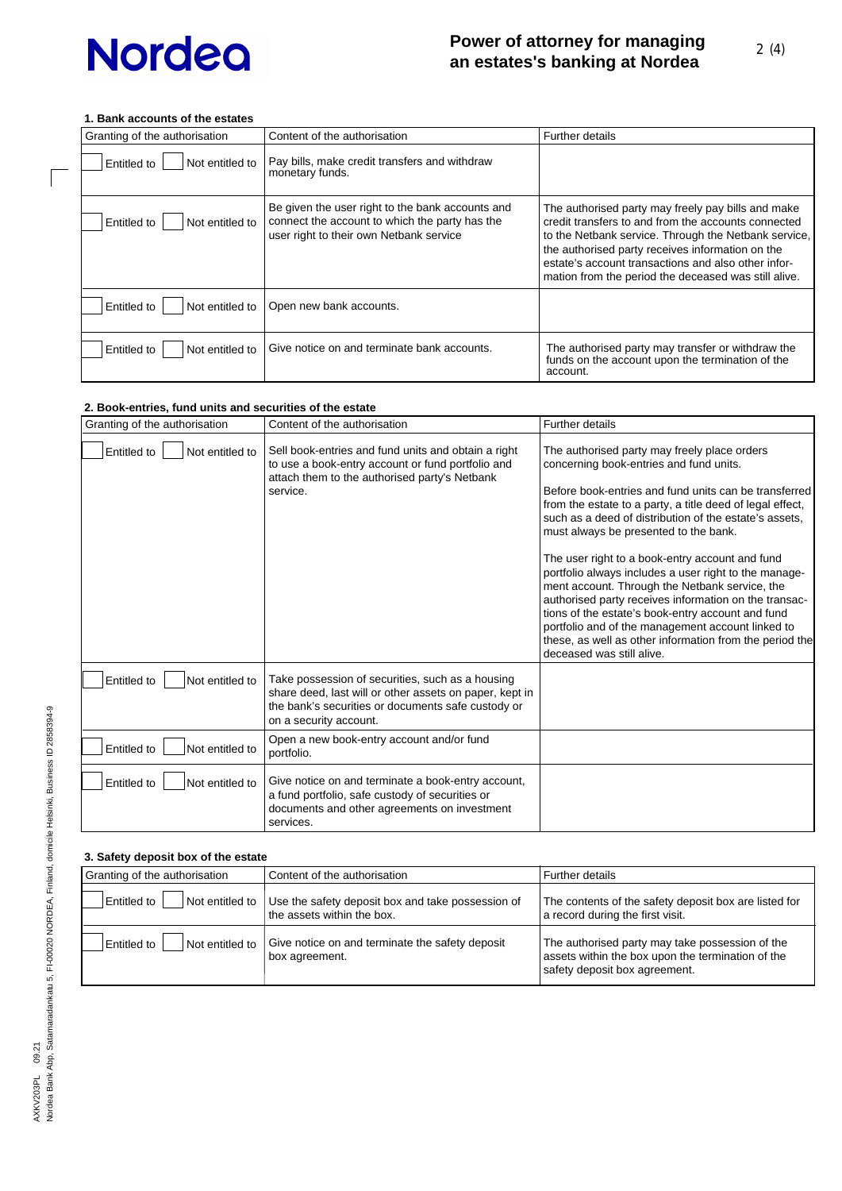### 1. Bank accounts of the estates

| Granting of the authorisation | Content of the authorisation | Further details |
|---|---|---|
| ☐ Entitled to ☐ Not entitled to | Pay bills, make credit transfers and withdraw monetary funds. | |
| ☐ Entitled to ☐ Not entitled to | Be given the user right to the bank accounts and connect the account to which the party has the user right to their own Netbank service | The authorised party may freely pay bills and make credit transfers to and from the accounts connected to the Netbank service. Through the Netbank service, the authorised party receives information on the estate's account transactions and also other information from the period the deceased was still alive. |
| ☐ Entitled to ☐ Not entitled to | Open new bank accounts. | |
| ☐ Entitled to ☐ Not entitled to | Give notice on and terminate bank accounts. | The authorised party may transfer or withdraw the funds on the account upon the termination of the account. |

### 2. Book-entries, fund units and securities of the estate

| Granting of the authorisation | Content of the authorisation | Further details |
|---|---|---|
| ☐ Entitled to ☐ Not entitled to | Sell book-entries and fund units and obtain a right to use a book-entry account or fund portfolio and attach them to the authorised party's Netbank service. | The authorised party may freely place orders concerning book-entries and fund units.<br><br>Before book-entries and fund units can be transferred from the estate to a party, a title deed of legal effect, such as a deed of distribution of the estate's assets, must always be presented to the bank.<br><br>The user right to a book-entry account and fund portfolio always includes a user right to the management account. Through the Netbank service, the authorised party receives information on the transactions of the estate's book-entry account and fund portfolio and of the management account linked to these, as well as other information from the period the deceased was still alive. |
| ☐ Entitled to ☐ Not entitled to | Take possession of securities, such as a housing share deed, last will or other assets on paper, kept in the bank's securities or documents safe custody or on a security account. | |
| ☐ Entitled to ☐ Not entitled to | Open a new book-entry account and/or fund portfolio. | |
| ☐ Entitled to ☐ Not entitled to | Give notice on and terminate a book-entry account, a fund portfolio, safe custody of securities or documents and other agreements on investment services. | |

### 3. Safety deposit box of the estate

| Granting of the authorisation | Content of the authorisation | Further details |
|---|---|---|
| ☐ Entitled to ☐ Not entitled to | Use the safety deposit box and take possession of the assets within the box. | The contents of the safety deposit box are listed for a record during the first visit. |
| ☐ Entitled to ☐ Not entitled to | Give notice on and terminate the safety deposit box agreement. | The authorised party may take possession of the assets within the box upon the termination of the safety deposit box agreement. |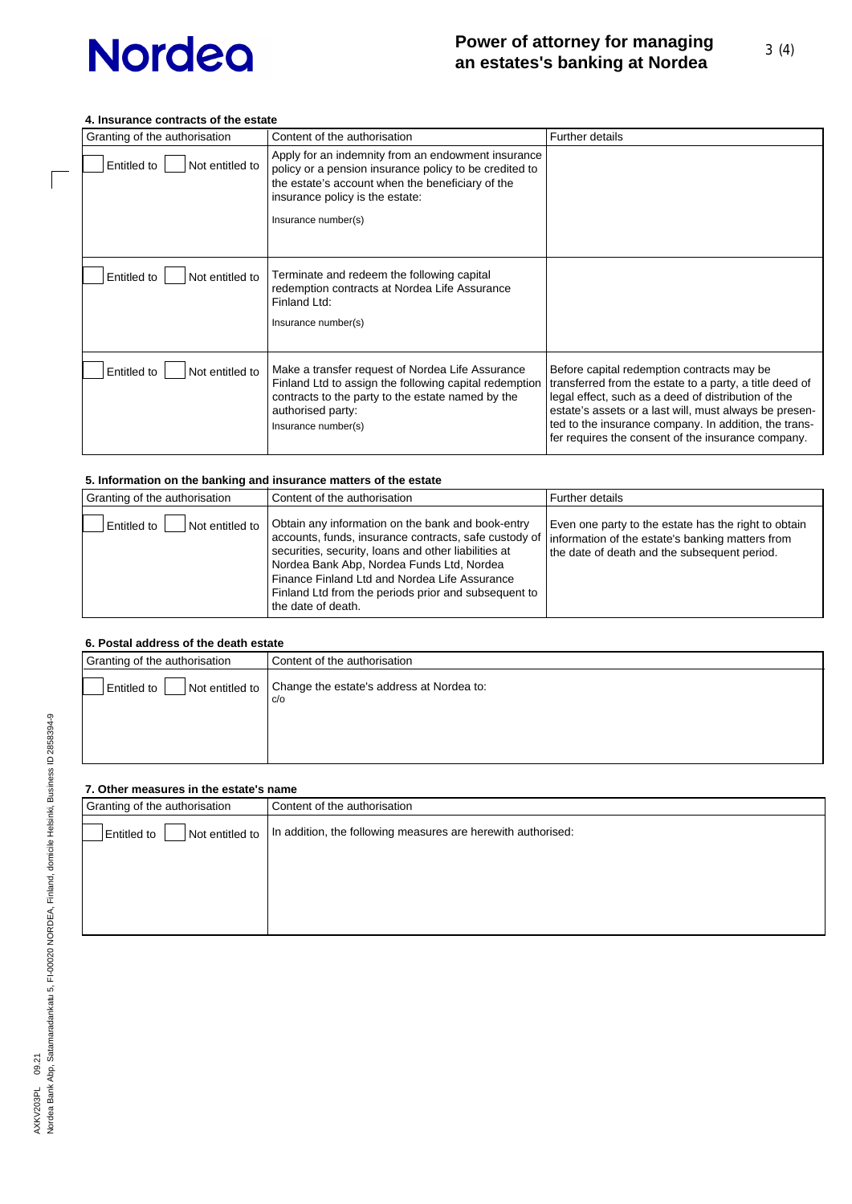### 4. Insurance contracts of the estate

| Granting of the authorisation | Content of the authorisation | Further details |
|---|---|---|
| ☐ Entitled to ☐ Not entitled to | Apply for an indemnity from an endowment insurance policy or a pension insurance policy to be credited to the estate's account when the beneficiary of the insurance policy is the estate:<br>Insurance number(s) | |
| ☐ Entitled to ☐ Not entitled to | Terminate and redeem the following capital redemption contracts at Nordea Life Assurance Finland Ltd:<br>Insurance number(s) | |
| ☐ Entitled to ☐ Not entitled to | Make a transfer request of Nordea Life Assurance Finland Ltd to assign the following capital redemption contracts to the party to the estate named by the authorised party:<br>Insurance number(s) | Before capital redemption contracts may be transferred from the estate to a party, a title deed of legal effect, such as a deed of distribution of the estate's assets or a last will, must always be presented to the insurance company. In addition, the transfer requires the consent of the insurance company. |

### 5. Information on the banking and insurance matters of the estate

| Granting of the authorisation | Content of the authorisation | Further details |
|---|---|---|
| ☐ Entitled to ☐ Not entitled to | Obtain any information on the bank and book-entry accounts, funds, insurance contracts, safe custody of securities, security, loans and other liabilities at Nordea Bank Abp, Nordea Funds Ltd, Nordea Finance Finland Ltd and Nordea Life Assurance Finland Ltd from the periods prior and subsequent to the date of death. | Even one party to the estate has the right to obtain information of the estate's banking matters from the date of death and the subsequent period. |

### 6. Postal address of the death estate

| Granting of the authorisation | Content of the authorisation |
|---|---|
| ☐ Entitled to ☐ Not entitled to | Change the estate's address at Nordea to:<br>c/o |

### 7. Other measures in the estate's name

| Granting of the authorisation | Content of the authorisation |
|---|---|
| ☐ Entitled to ☐ Not entitled to | In addition, the following measures are herewith authorised: |

AXKV203PL 09.21
Nordea Bank Abp, Satamaradankatu 5, FI-00020 NORDEA, Finland, domicile Helsinki, Business ID 2858394-9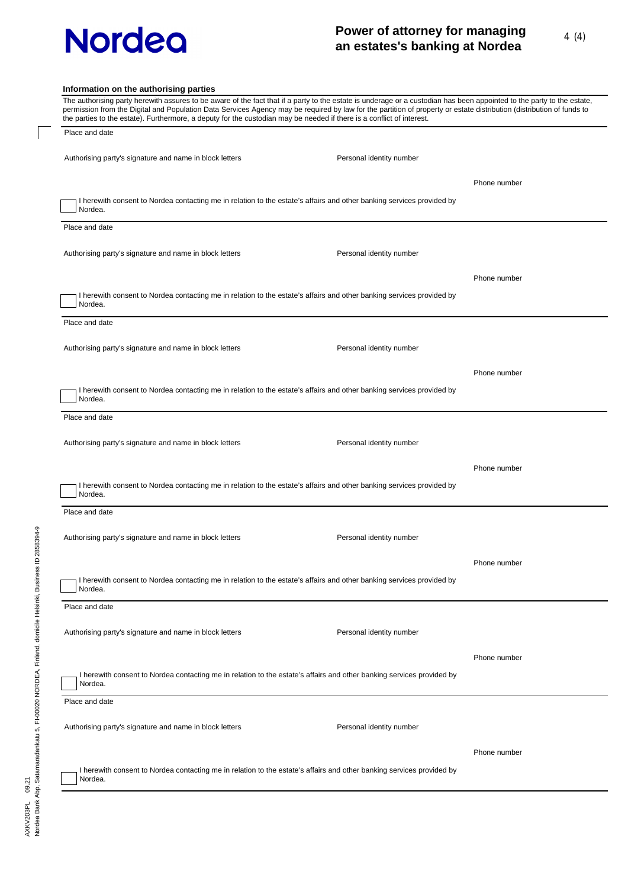### Information on the authorising parties

The authorising party herewith assures to be aware of the fact that if a party to the estate is underage or a custodian has been appointed to the party to the estate, permission from the Digital and Population Data Services Agency may be required by law for the partition of property or estate distribution (distribution of funds to the parties to the estate). Furthermore, a deputy for the custodian may be needed if there is a conflict of interest.

Place and date

Authorising party's signature and name in block letters

Personal identity number

Phone number

☐ I herewith consent to Nordea contacting me in relation to the estate's affairs and other banking services provided by Nordea.

---

Place and date

Authorising party's signature and name in block letters

Personal identity number

Phone number

☐ I herewith consent to Nordea contacting me in relation to the estate's affairs and other banking services provided by Nordea.

---

Place and date

Authorising party's signature and name in block letters

Personal identity number

Phone number

☐ I herewith consent to Nordea contacting me in relation to the estate's affairs and other banking services provided by Nordea.

---

Place and date

Authorising party's signature and name in block letters

Personal identity number

Phone number

☐ I herewith consent to Nordea contacting me in relation to the estate's affairs and other banking services provided by Nordea.

---

Place and date

Authorising party's signature and name in block letters

Personal identity number

Phone number

☐ I herewith consent to Nordea contacting me in relation to the estate's affairs and other banking services provided by Nordea.

---

Place and date

Authorising party's signature and name in block letters

Personal identity number

Phone number

☐ I herewith consent to Nordea contacting me in relation to the estate's affairs and other banking services provided by Nordea.

---

Place and date

Authorising party's signature and name in block letters

Personal identity number

Phone number

☐ I herewith consent to Nordea contacting me in relation to the estate's affairs and other banking services provided by Nordea.

AXKV203PL 09.21
Nordea Bank Abp, Satamaradankatu 5, FI-00020 NORDEA, Finland, domicile Helsinki, Business ID 2858394-9